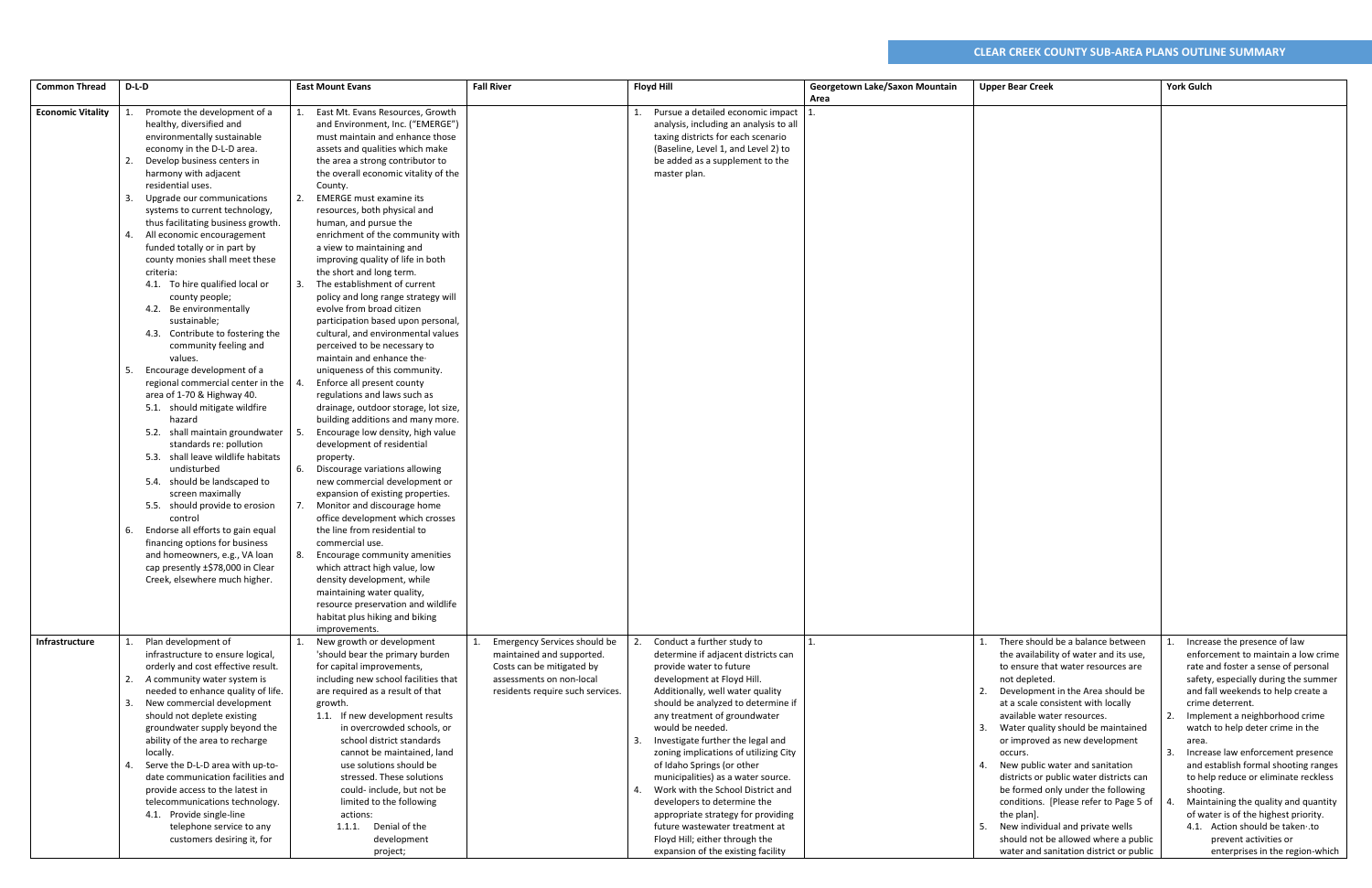# CLEAR CREEK COUNTY SUB-AREA PLANS OUTLINE SUMMARY

| Common Thread | D-L-D | East Mount Evans | Fall River | Floyd Hill | Georgetown Lake/Saxon Mountain Area | Upper Bear Creek | York Gulch |
|---|---|---|---|---|---|---|---|
| **Economic Vitality** | 1. Promote the development of a healthy, diversified and environmentally sustainable economy in the D-L-D area.<br>2. Develop business centers in harmony with adjacent residential uses.<br>3. Upgrade our communications systems to current technology, thus facilitating business growth.<br>4. All economic encouragement funded totally or in part by county monies shall meet these criteria:<br>4.1. To hire qualified local or county people;<br>4.2. Be environmentally sustainable;<br>4.3. Contribute to fostering the community feeling and values.<br>5. Encourage development of a regional commercial center in the area of 1-70 & Highway 40.<br>5.1. should mitigate wildfire hazard<br>5.2. shall maintain groundwater standards re: pollution<br>5.3. shall leave wildlife habitats undisturbed<br>5.4. should be landscaped to screen maximally<br>5.5. should provide to erosion control<br>6. Endorse all efforts to gain equal financing options for business and homeowners, e.g., VA loan cap presently ±$78,000 in Clear Creek, elsewhere much higher. | 1. East Mt. Evans Resources, Growth and Environment, Inc. ("EMERGE") must maintain and enhance those assets and qualities which make the area a strong contributor to the overall economic vitality of the County.<br>2. EMERGE must examine its resources, both physical and human, and pursue the enrichment of the community with a view to maintaining and improving quality of life in both the short and long term.<br>3. The establishment of current policy and long range strategy will evolve from broad citizen participation based upon personal, cultural, and environmental values perceived to be necessary to maintain and enhance the uniqueness of this community.<br>4. Enforce all present county regulations and laws such as drainage, outdoor storage, lot size, building additions and many more.<br>5. Encourage low density, high value development of residential property.<br>6. Discourage variations allowing new commercial development or expansion of existing properties.<br>7. Monitor and discourage home office development which crosses the line from residential to commercial use.<br>8. Encourage community amenities which attract high value, low density development, while maintaining water quality, resource preservation and wildlife habitat plus hiking and biking improvements. | | 1. Pursue a detailed economic impact analysis, including an analysis to all taxing districts for each scenario (Baseline, Level 1, and Level 2) to be added as a supplement to the master plan. | 1. | | |
| **Infrastructure** | 1. Plan development of infrastructure to ensure logical, orderly and cost effective result.<br>2. A community water system is needed to enhance quality of life.<br>3. New commercial development should not deplete existing groundwater supply beyond the ability of the area to recharge locally.<br>4. Serve the D-L-D area with up-to-date communication facilities and provide access to the latest in telecommunications technology.<br>4.1. Provide single-line telephone service to any customers desiring it, for | 1. New growth or development 'should bear the primary burden for capital improvements, including new school facilities that are required as a result of that growth.<br>1.1. If new development results in overcrowded schools, or school district standards cannot be maintained, land use solutions should be stressed. These solutions could- include, but not be limited to the following actions:<br>1.1.1. Denial of the development project; | 1. Emergency Services should be maintained and supported. Costs can be mitigated by assessments on non-local residents require such services. | 2. Conduct a further study to determine if adjacent districts can provide water to future development at Floyd Hill. Additionally, well water quality should be analyzed to determine if any treatment of groundwater would be needed.<br>3. Investigate further the legal and zoning implications of utilizing City of Idaho Springs (or other municipalities) as a water source.<br>4. Work with the School District and developers to determine the appropriate strategy for providing future wastewater treatment at Floyd Hill; either through the expansion of the existing facility | 1. | 1. There should be a balance between the availability of water and its use, to ensure that water resources are not depleted.<br>2. Development in the Area should be at a scale consistent with locally available water resources.<br>3. Water quality should be maintained or improved as new development occurs.<br>4. New public water and sanitation districts or public water districts can be formed only under the following conditions. [Please refer to Page 5 of the plan].<br>5. New individual and private wells should not be allowed where a public water and sanitation district or public | 1. Increase the presence of law enforcement to maintain a low crime rate and foster a sense of personal safety, especially during the summer and fall weekends to help create a crime deterrent.<br>2. Implement a neighborhood crime watch to help deter crime in the area.<br>3. Increase law enforcement presence and establish formal shooting ranges to help reduce or eliminate reckless shooting.<br>4. Maintaining the quality and quantity of water is of the highest priority.<br>4.1. Action should be taken·.to prevent activities or enterprises in the region-which |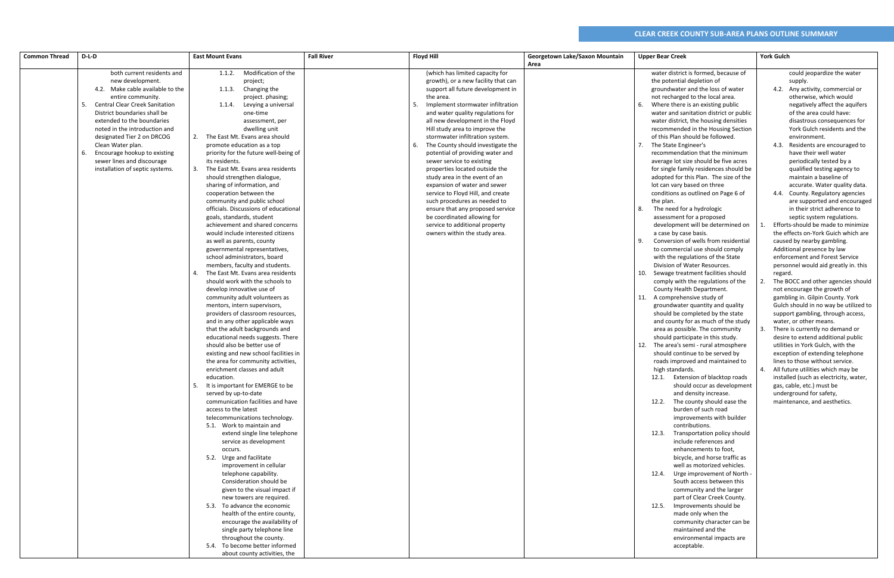## CLEAR CREEK COUNTY SUB-AREA PLANS OUTLINE SUMMARY

| Common Thread | D-L-D | East Mount Evans | Fall River | Floyd Hill | Georgetown Lake/Saxon Mountain Area | Upper Bear Creek | York Gulch |
|---|---|---|---|---|---|---|---|
| | both current residents and new development.<br>4.2. Make cable available to the entire community.<br>5. Central Clear Creek Sanitation District boundaries shall be extended to the boundaries noted in the introduction and designated Tier 2 on DRCOG Clean Water plan.<br>6. Encourage hookup to existing sewer lines and discourage installation of septic systems. | 1.1.2. Modification of the project;<br>1.1.3. Changing the project. phasing;<br>1.1.4. Levying a universal one-time assessment, per dwelling unit<br>2. The East Mt. Evans area should promote education as a top priority for the future well-being of its residents.<br>3. The East Mt. Evans area residents should strengthen dialogue, sharing of information, and cooperation between the community and public school officials. Discussions of educational goals, standards, student achievement and shared concerns would include interested citizens as well as parents, county governmental representatives, school administrators, board members, faculty and students.<br>4. The East Mt. Evans area residents should work with the schools to develop innovative use of community adult volunteers as mentors, intern supervisors, providers of classroom resources, and in any other applicable ways that the adult backgrounds and educational needs suggests. There should also be better use of existing and new school facilities in the area for community activities, enrichment classes and adult education.<br>5. It is important for EMERGE to be served by up-to-date communication facilities and have access to the latest telecommunications technology.<br>5.1. Work to maintain and extend single line telephone service as development occurs.<br>5.2. Urge and facilitate improvement in cellular telephone capability. Consideration should be given to the visual impact if new towers are required.<br>5.3. To advance the economic health of the entire county, encourage the availability of single party telephone line throughout the county.<br>5.4. To become better informed about county activities, the | | (which has limited capacity for growth), or a new facility that can support all future development in the area.<br>5. Implement stormwater infiltration and water quality regulations for all new development in the Floyd Hill study area to improve the stormwater infiltration system.<br>6. The County should investigate the potential of providing water and sewer service to existing properties located outside the study area in the event of an expansion of water and sewer service to Floyd Hill, and create such procedures as needed to ensure that any proposed service be coordinated allowing for service to additional property owners within the study area. | | water district is formed, because of the potential depletion of groundwater and the loss of water not recharged to the local area.<br>6. Where there is an existing public water and sanitation district or public water district, the housing densities recommended in the Housing Section of this Plan should be followed.<br>7. The State Engineer's recommendation that the minimum average lot size should be five acres for single family residences should be adopted for this Plan. The size of the lot can vary based on three conditions as outlined on Page 6 of the plan.<br>8. The need for a hydrologic assessment for a proposed development will be determined on a case by case basis.<br>9. Conversion of wells from residential to commercial use should comply with the regulations of the State Division of Water Resources.<br>10. Sewage treatment facilities should comply with the regulations of the County Health Department.<br>11. A comprehensive study of groundwater quantity and quality should be completed by the state and county for as much of the study area as possible. The community should participate in this study.<br>12. The area's semi - rural atmosphere should continue to be served by roads improved and maintained to high standards.<br>12.1. Extension of blacktop roads should occur as development and density increase.<br>12.2. The county should ease the burden of such road improvements with builder contributions.<br>12.3. Transportation policy should include references and enhancements to foot, bicycle, and horse traffic as well as motorized vehicles.<br>12.4. Urge improvement of North - South access between this community and the larger part of Clear Creek County.<br>12.5. Improvements should be made only when the community character can be maintained and the environmental impacts are acceptable. | could jeopardize the water supply.<br>4.2. Any activity, commercial or otherwise, which would negatively affect the aquifers of the area could have: disastrous consequences for York Gulch residents and the environment.<br>4.3. Residents are encouraged to have their well water periodically tested by a qualified testing agency to maintain a baseline of accurate. Water quality data.<br>4.4. County. Regulatory agencies are supported and encouraged in their strict adherence to septic system regulations.<br>1. Efforts-should be made to minimize the effects on-York Gulch which are caused by nearby gambling. Additional presence by law enforcement and Forest Service personnel would aid greatly in. this regard.<br>2. The BOCC and other agencies should not encourage the growth of gambling in. Gilpin County. York Gulch should in no way be utilized to support gambling, through access, water, or other means.<br>3. There is currently no demand or desire to extend additional public utilities in York Gulch, with the exception of extending telephone lines to those without service.<br>4. All future utilities which may be installed (such as electricity, water, gas, cable, etc.) must be underground for safety, maintenance, and aesthetics. |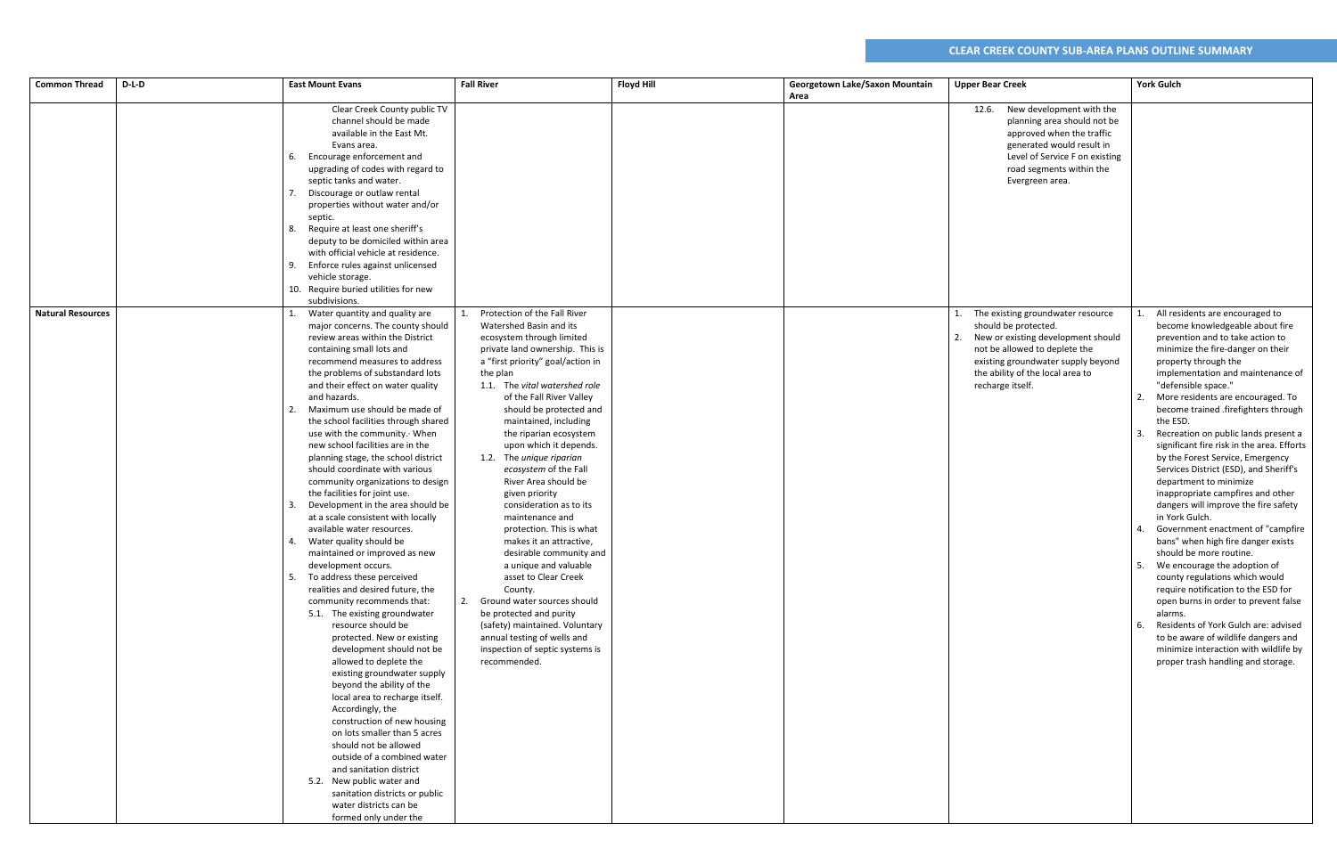## CLEAR CREEK COUNTY SUB-AREA PLANS OUTLINE SUMMARY

| Common Thread | D-L-D | East Mount Evans | Fall River | Floyd Hill | Georgetown Lake/Saxon Mountain Area | Upper Bear Creek | York Gulch |
|---|---|---|---|---|---|---|---|
| | | Clear Creek County public TV channel should be made available in the East Mt. Evans area.<br>6. Encourage enforcement and upgrading of codes with regard to septic tanks and water.<br>7. Discourage or outlaw rental properties without water and/or septic.<br>8. Require at least one sheriff's deputy to be domiciled within area with official vehicle at residence.<br>9. Enforce rules against unlicensed vehicle storage.<br>10. Require buried utilities for new subdivisions. | | | | 12.6. New development with the planning area should not be approved when the traffic generated would result in Level of Service F on existing road segments within the Evergreen area. | |
| **Natural Resources** | | 1. Water quantity and quality are major concerns. The county should review areas within the District containing small lots and recommend measures to address the problems of substandard lots and their effect on water quality and hazards.<br>2. Maximum use should be made of the school facilities through shared use with the community.· When new school facilities are in the planning stage, the school district should coordinate with various community organizations to design the facilities for joint use.<br>3. Development in the area should be at a scale consistent with locally available water resources.<br>4. Water quality should be maintained or improved as new development occurs.<br>5. To address these perceived realities and desired future, the community recommends that:<br>5.1. The existing groundwater resource should be protected. New or existing development should not be allowed to deplete the existing groundwater supply beyond the ability of the local area to recharge itself. Accordingly, the construction of new housing on lots smaller than 5 acres should not be allowed outside of a combined water and sanitation district<br>5.2. New public water and sanitation districts or public water districts can be formed only under the | 1. Protection of the Fall River Watershed Basin and its ecosystem through limited private land ownership. This is a "first priority" goal/action in the plan<br>1.1. The *vital watershed role* of the Fall River Valley should be protected and maintained, including the riparian ecosystem upon which it depends.<br>1.2. The *unique riparian ecosystem* of the Fall River Area should be given priority consideration as to its maintenance and protection. This is what makes it an attractive, desirable community and a unique and valuable asset to Clear Creek County.<br>2. Ground water sources should be protected and purity (safety) maintained. Voluntary annual testing of wells and inspection of septic systems is recommended. | | | 1. The existing groundwater resource should be protected.<br>2. New or existing development should not be allowed to deplete the existing groundwater supply beyond the ability of the local area to recharge itself. | 1. All residents are encouraged to become knowledgeable about fire prevention and to take action to minimize the fire-danger on their property through the implementation and maintenance of "defensible space."<br>2. More residents are encouraged. To become trained .firefighters through the ESD.<br>3. Recreation on public lands present a significant fire risk in the area. Efforts by the Forest Service, Emergency Services District (ESD), and Sheriff's department to minimize inappropriate campfires and other dangers will improve the fire safety in York Gulch.<br>4. Government enactment of "campfire bans" when high fire danger exists should be more routine.<br>5. We encourage the adoption of county regulations which would require notification to the ESD for open burns in order to prevent false alarms.<br>6. Residents of York Gulch are: advised to be aware of wildlife dangers and minimize interaction with wildlife by proper trash handling and storage. |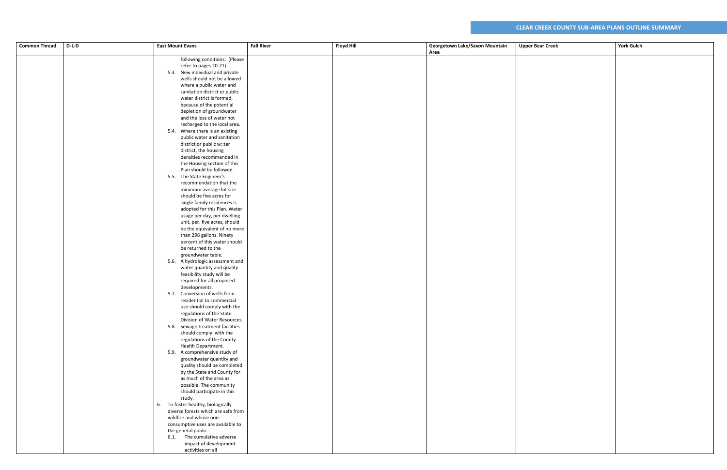## CLEAR CREEK COUNTY SUB-AREA PLANS OUTLINE SUMMARY

| Common Thread | D-L-D | East Mount Evans | Fall River | Floyd Hill | Georgetown Lake/Saxon Mountain Area | Upper Bear Creek | York Gulch |
|---|---|---|---|---|---|---|---|
| | | following conditions: (Please refer to pages 20-21)<br>5.3. New individual and private wells should not be allowed where a public water and sanitation district or public water district is formed, because of the potential depletion of groundwater and the loss of water not recharged to the local area.<br>5.4. Where there is an existing public water and sanitation district or public w::ter district, the housing densities recommended in the Housing section of this Plan should be followed.<br>5.5. The State Engineer's recommendation that the minimum average lot size should be five acres for single family residences is adopted for this Plan. Water usage per day, per dwelling unit, per. five acres, should be the equivalent of no more than 298 gallons. Ninety percent of this water should be returned to the groundwater table.<br>5.6. A hydrologic assessment and water quantity and quality feasibility study will be required for all proposed developments.<br>5.7. Conversion of wells from residential to commercial use should comply with the regulations of the State Division of Water Resources.<br>5.8. Sewage treatment facilities should comply· with the regulations of the County Health Department.<br>5.9. A comprehensive study of groundwater quantity and quality should be completed by the State and County for as much of the area as possible. The community should participate in this study.<br>6. To foster healthy, biologically diverse forests which are safe from wildfire and whose non-consumptive uses are available to the general public.<br>6.1. The cumulative adverse impact of development activities on all | | | | | |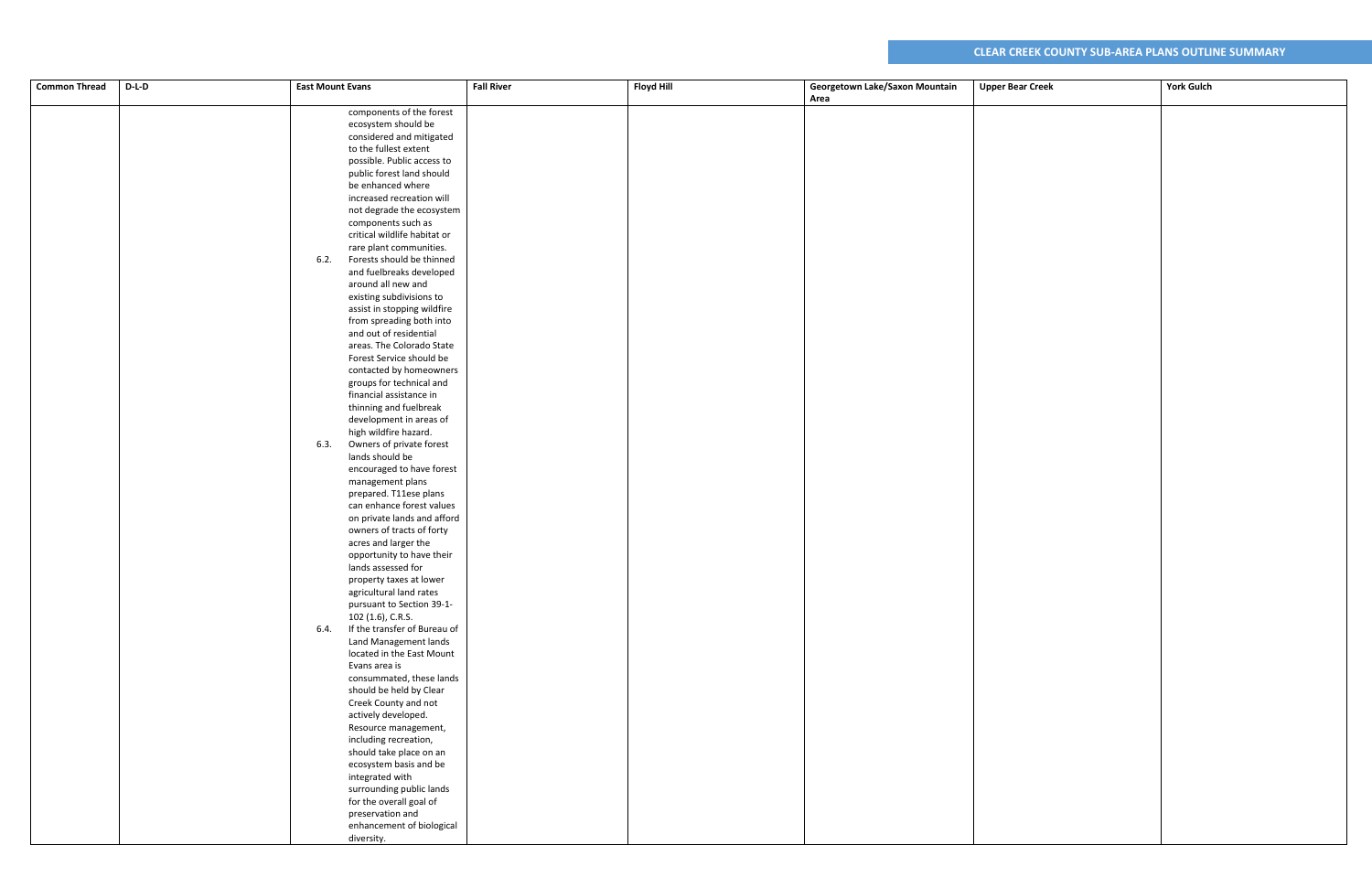## CLEAR CREEK COUNTY SUB-AREA PLANS OUTLINE SUMMARY

| Common Thread | D-L-D | East Mount Evans | Fall River | Floyd Hill | Georgetown Lake/Saxon Mountain Area | Upper Bear Creek | York Gulch |
|---|---|---|---|---|---|---|---|
| | | components of the forest ecosystem should be considered and mitigated to the fullest extent possible. Public access to public forest land should be enhanced where increased recreation will not degrade the ecosystem components such as critical wildlife habitat or rare plant communities.<br>6.2. Forests should be thinned and fuelbreaks developed around all new and existing subdivisions to assist in stopping wildfire from spreading both into and out of residential areas. The Colorado State Forest Service should be contacted by homeowners groups for technical and financial assistance in thinning and fuelbreak development in areas of high wildfire hazard.<br>6.3. Owners of private forest lands should be encouraged to have forest management plans prepared. T11ese plans can enhance forest values on private lands and afford owners of tracts of forty acres and larger the opportunity to have their lands assessed for property taxes at lower agricultural land rates pursuant to Section 39-1-102 (1.6), C.R.S.<br>6.4. If the transfer of Bureau of Land Management lands located in the East Mount Evans area is consummated, these lands should be held by Clear Creek County and not actively developed. Resource management, including recreation, should take place on an ecosystem basis and be integrated with surrounding public lands for the overall goal of preservation and enhancement of biological diversity. | | | | | |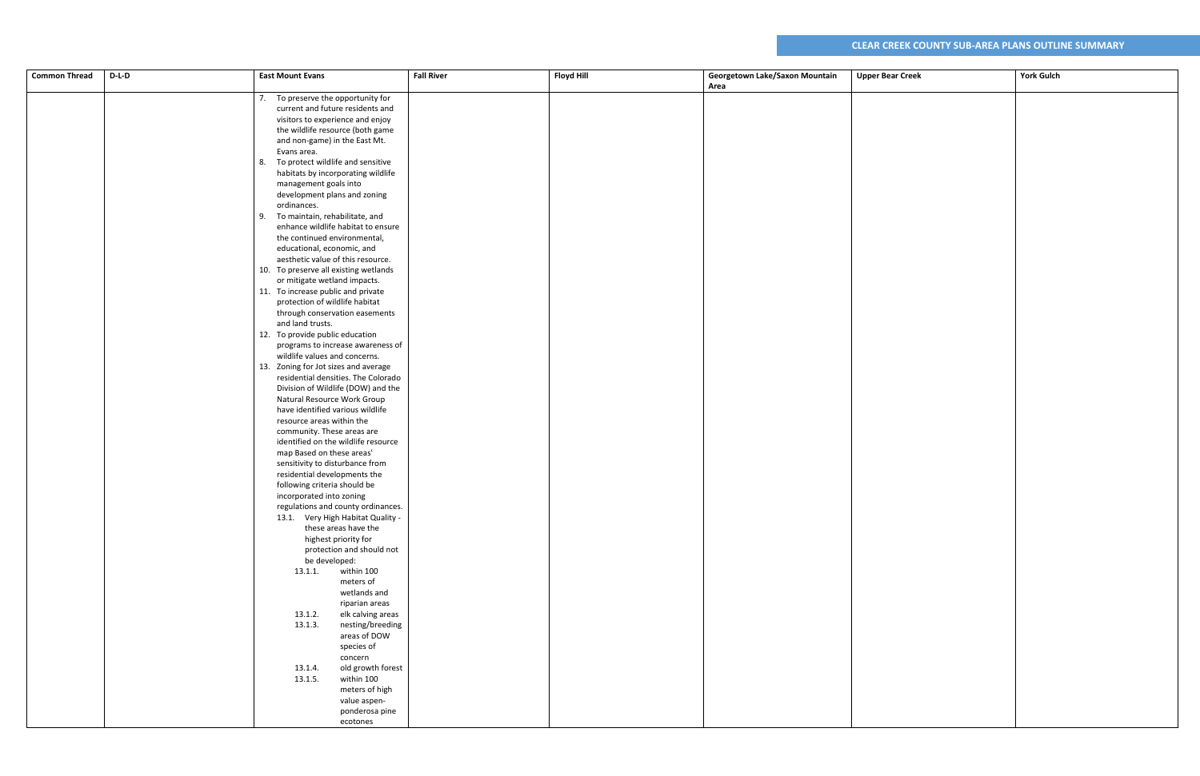## CLEAR CREEK COUNTY SUB-AREA PLANS OUTLINE SUMMARY

| Common Thread | D-L-D | East Mount Evans | Fall River | Floyd Hill | Georgetown Lake/Saxon Mountain Area | Upper Bear Creek | York Gulch |
|---|---|---|---|---|---|---|---|
| | | 7. To preserve the opportunity for current and future residents and visitors to experience and enjoy the wildlife resource (both game and non-game) in the East Mt. Evans area.<br>8. To protect wildlife and sensitive habitats by incorporating wildlife management goals into development plans and zoning ordinances.<br>9. To maintain, rehabilitate, and enhance wildlife habitat to ensure the continued environmental, educational, economic, and aesthetic value of this resource.<br>10. To preserve all existing wetlands or mitigate wetland impacts.<br>11. To increase public and private protection of wildlife habitat through conservation easements and land trusts.<br>12. To provide public education programs to increase awareness of wildlife values and concerns.<br>13. Zoning for Jot sizes and average residential densities. The Colorado Division of Wildlife (DOW) and the Natural Resource Work Group have identified various wildlife resource areas within the community. These areas are identified on the wildlife resource map Based on these areas' sensitivity to disturbance from residential developments the following criteria should be incorporated into zoning regulations and county ordinances.<br>13.1. Very High Habitat Quality - these areas have the highest priority for protection and should not be developed:<br>13.1.1. within 100 meters of wetlands and riparian areas<br>13.1.2. elk calving areas<br>13.1.3. nesting/breeding areas of DOW species of concern<br>13.1.4. old growth forest<br>13.1.5. within 100 meters of high value aspen-ponderosa pine ecotones | | | | | |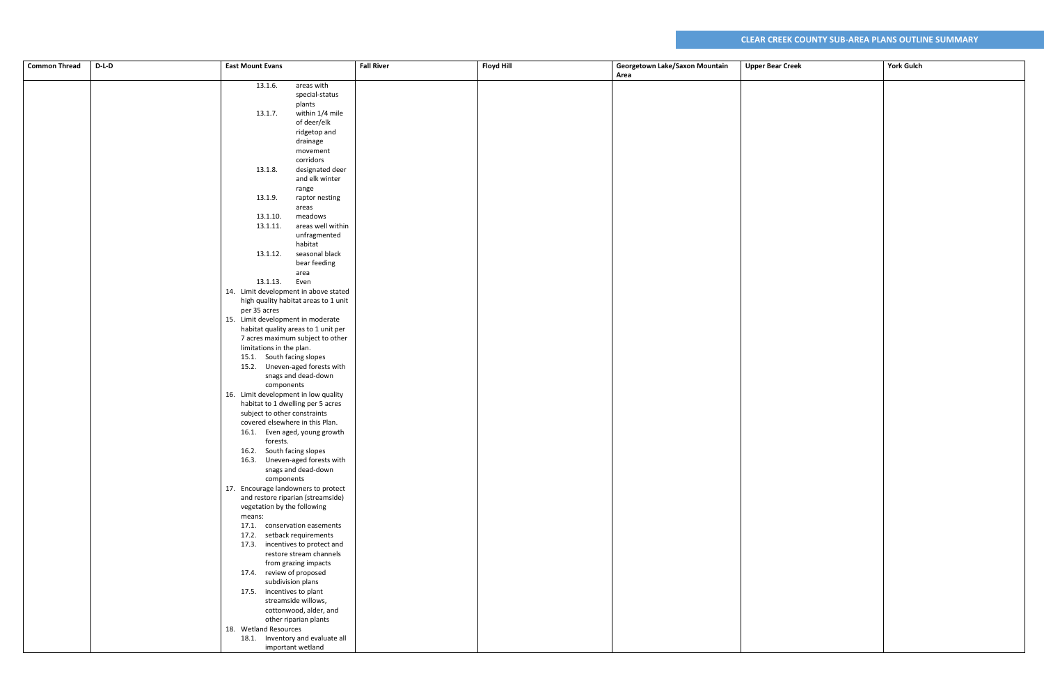## CLEAR CREEK COUNTY SUB-AREA PLANS OUTLINE SUMMARY

| Common Thread | D-L-D | East Mount Evans | Fall River | Floyd Hill | Georgetown Lake/Saxon Mountain Area | Upper Bear Creek | York Gulch |
|---|---|---|---|---|---|---|---|
| | | 13.1.6. areas with special-status plants<br>13.1.7. within 1/4 mile of deer/elk ridgetop and drainage movement corridors<br>13.1.8. designated deer and elk winter range<br>13.1.9. raptor nesting areas<br>13.1.10. meadows<br>13.1.11. areas well within unfragmented habitat<br>13.1.12. seasonal black bear feeding area<br>13.1.13. Even<br>14. Limit development in above stated high quality habitat areas to 1 unit per 35 acres<br>15. Limit development in moderate habitat quality areas to 1 unit per 7 acres maximum subject to other limitations in the plan.<br>15.1. South facing slopes<br>15.2. Uneven-aged forests with snags and dead-down components<br>16. Limit development in low quality habitat to 1 dwelling per 5 acres subject to other constraints covered elsewhere in this Plan.<br>16.1. Even aged, young growth forests.<br>16.2. South facing slopes<br>16.3. Uneven-aged forests with snags and dead-down components<br>17. Encourage landowners to protect and restore riparian (streamside) vegetation by the following means:<br>17.1. conservation easements<br>17.2. setback requirements<br>17.3. incentives to protect and restore stream channels from grazing impacts<br>17.4. review of proposed subdivision plans<br>17.5. incentives to plant streamside willows, cottonwood, alder, and other riparian plants<br>18. Wetland Resources<br>18.1. Inventory and evaluate all important wetland | | | | | |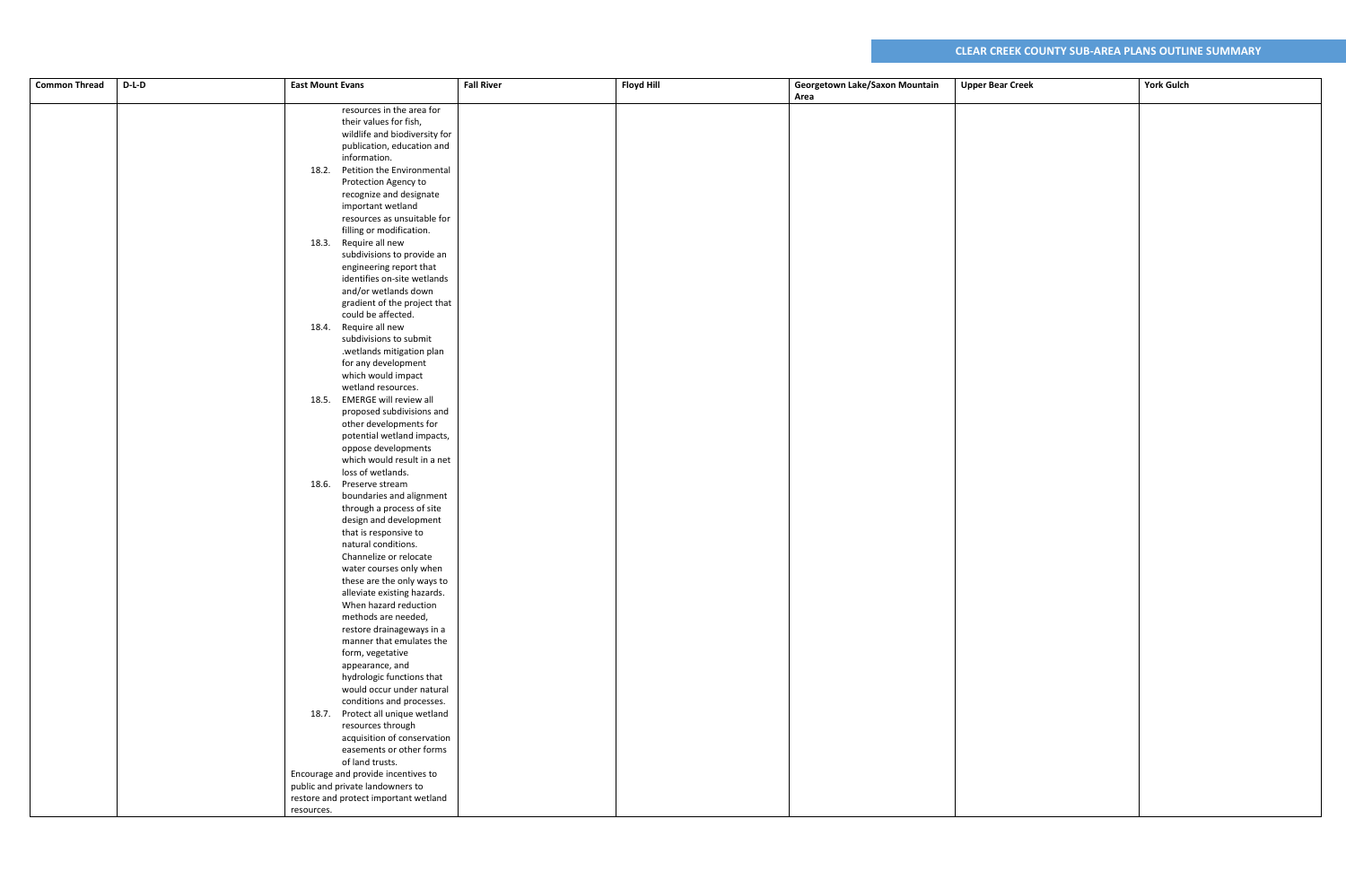## CLEAR CREEK COUNTY SUB-AREA PLANS OUTLINE SUMMARY

| Common Thread | D-L-D | East Mount Evans | Fall River | Floyd Hill | Georgetown Lake/Saxon Mountain Area | Upper Bear Creek | York Gulch |
|---|---|---|---|---|---|---|---|
| | | resources in the area for their values for fish, wildlife and biodiversity for publication, education and information.<br>18.2. Petition the Environmental Protection Agency to recognize and designate important wetland resources as unsuitable for filling or modification.<br>18.3. Require all new subdivisions to provide an engineering report that identifies on-site wetlands and/or wetlands down gradient of the project that could be affected.<br>18.4. Require all new subdivisions to submit .wetlands mitigation plan for any development which would impact wetland resources.<br>18.5. EMERGE will review all proposed subdivisions and other developments for potential wetland impacts, oppose developments which would result in a net loss of wetlands.<br>18.6. Preserve stream boundaries and alignment through a process of site design and development that is responsive to natural conditions. Channelize or relocate water courses only when these are the only ways to alleviate existing hazards. When hazard reduction methods are needed, restore drainageways in a manner that emulates the form, vegetative appearance, and hydrologic functions that would occur under natural conditions and processes.<br>18.7. Protect all unique wetland resources through acquisition of conservation easements or other forms of land trusts.<br>Encourage and provide incentives to public and private landowners to restore and protect important wetland resources. | | | | | |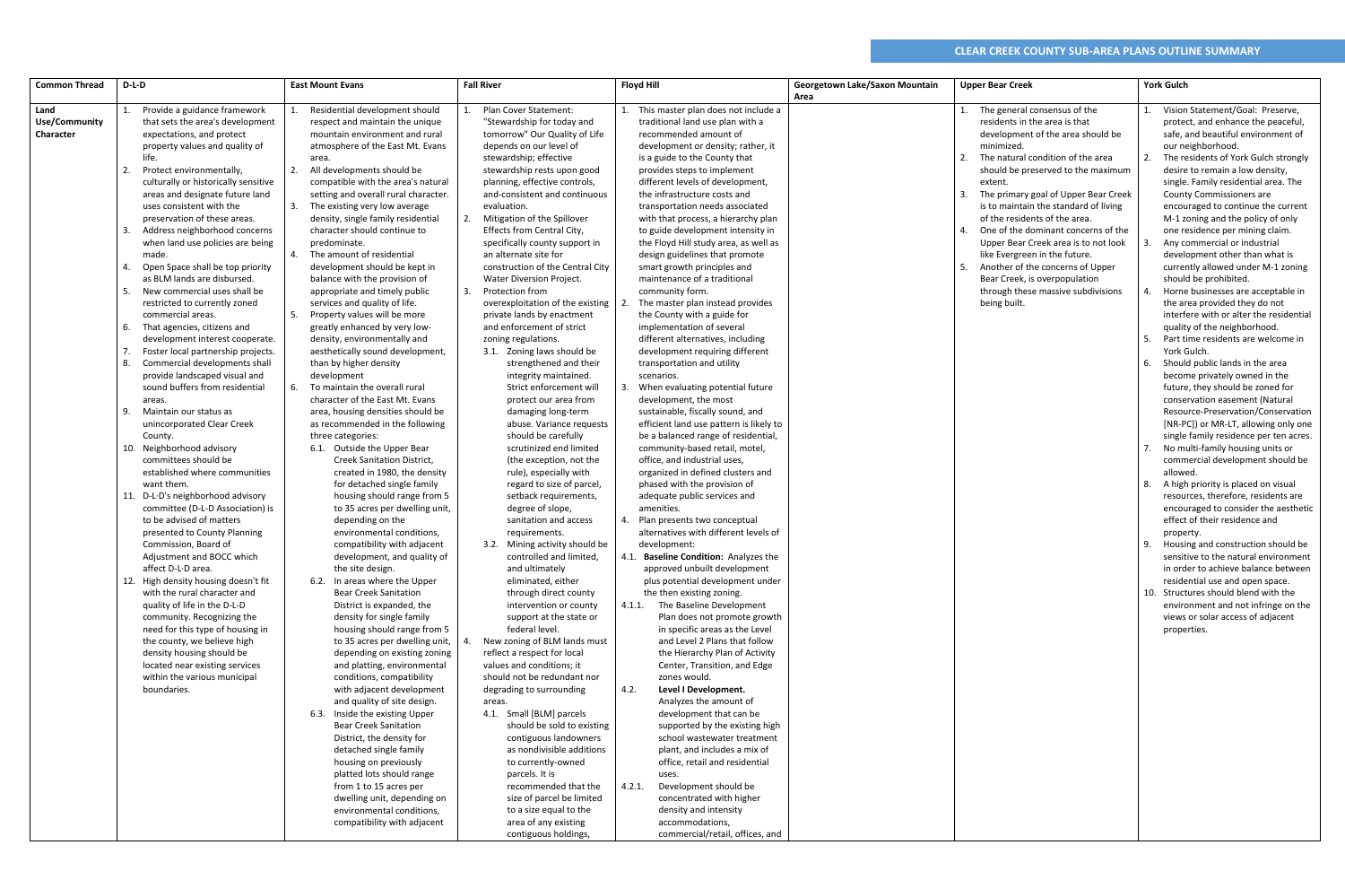## CLEAR CREEK COUNTY SUB-AREA PLANS OUTLINE SUMMARY

| Common Thread | D-L-D | East Mount Evans | Fall River | Floyd Hill | Georgetown Lake/Saxon Mountain Area | Upper Bear Creek | York Gulch |
|---|---|---|---|---|---|---|---|
| **Land Use/Community Character** | 1. Provide a guidance framework that sets the area's development expectations, and protect property values and quality of life.<br>2. Protect environmentally, culturally or historically sensitive areas and designate future land uses consistent with the preservation of these areas.<br>3. Address neighborhood concerns when land use policies are being made.<br>4. Open Space shall be top priority as BLM lands are disbursed.<br>5. New commercial uses shall be restricted to currently zoned commercial areas.<br>6. That agencies, citizens and development interest cooperate.<br>7. Foster local partnership projects.<br>8. Commercial developments shall provide landscaped visual and sound buffers from residential areas.<br>9. Maintain our status as unincorporated Clear Creek County.<br>10. Neighborhood advisory committees should be established where communities want them.<br>11. D-L-D's neighborhood advisory committee (D-L-D Association) is to be advised of matters presented to County Planning Commission, Board of Adjustment and BOCC which affect D-L-D area.<br>12. High density housing doesn't fit with the rural character and quality of life in the D-L-D community. Recognizing the need for this type of housing in the county, we believe high density housing should be located near existing services within the various municipal boundaries. | 1. Residential development should respect and maintain the unique mountain environment and rural atmosphere of the East Mt. Evans area.<br>2. All developments should be compatible with the area's natural setting and overall rural character.<br>3. The existing very low average density, single family residential character should continue to predominate.<br>4. The amount of residential development should be kept in balance with the provision of appropriate and timely public services and quality of life.<br>5. Property values will be more greatly enhanced by very low-density, environmentally and aesthetically sound development, than by higher density development<br>6. To maintain the overall rural character of the East Mt. Evans area, housing densities should be as recommended in the following three categories:<br>6.1. Outside the Upper Bear Creek Sanitation District, created in 1980, the density for detached single family housing should range from 5 to 35 acres per dwelling unit, depending on the environmental conditions, compatibility with adjacent development, and quality of the site design.<br>6.2. In areas where the Upper Bear Creek Sanitation District is expanded, the density for single family housing should range from 5 to 35 acres per dwelling unit, depending on existing zoning and platting, environmental conditions, compatibility with adjacent development and quality of site design.<br>6.3. Inside the existing Upper Bear Creek Sanitation District, the density for detached single family housing on previously platted lots should range from 1 to 15 acres per dwelling unit, depending on environmental conditions, compatibility with adjacent | 1. Plan Cover Statement: "Stewardship for today and tomorrow" Our Quality of Life depends on our level of stewardship; effective stewardship rests upon good planning, effective controls, and-consistent and continuous evaluation.<br>2. Mitigation of the Spillover Effects from Central City, specifically county support in an alternate site for construction of the Central City Water Diversion Project.<br>3. Protection from overexploitation of the existing private lands by enactment and enforcement of strict zoning regulations.<br>3.1. Zoning laws should be strengthened and their integrity maintained. Strict enforcement will protect our area from damaging long-term abuse. Variance requests should be carefully scrutinized end limited (the exception, not the rule), especially with regard to size of parcel, setback requirements, degree of slope, sanitation and access requirements.<br>3.2. Mining activity should be controlled and limited, and ultimately eliminated, either through direct county intervention or county support at the state or federal level.<br>4. New zoning of BLM lands must reflect a respect for local values and conditions; it should not be redundant nor degrading to surrounding areas.<br>4.1. Small [BLM] parcels should be sold to existing contiguous landowners as nondivisible additions to currently-owned parcels. It is recommended that the size of parcel be limited to a size equal to the area of any existing contiguous holdings, | 1. This master plan does not include a traditional land use plan with a recommended amount of development or density; rather, it is a guide to the County that provides steps to implement different levels of development, the infrastructure costs and transportation needs associated with that process, a hierarchy plan to guide development intensity in the Floyd Hill study area, as well as design guidelines that promote smart growth principles and maintenance of a traditional community form.<br>2. The master plan instead provides the County with a guide for implementation of several different alternatives, including development requiring different transportation and utility scenarios.<br>3. When evaluating potential future development, the most sustainable, fiscally sound, and efficient land use pattern is likely to be a balanced range of residential, community-based retail, motel, office, and industrial uses, organized in defined clusters and phased with the provision of adequate public services and amenities.<br>4. Plan presents two conceptual alternatives with different levels of development:<br>4.1. **Baseline Condition:** Analyzes the approved unbuilt development plus potential development under the then existing zoning.<br>4.1.1. The Baseline Development Plan does not promote growth in specific areas as the Level I and Level 2 Plans that follow the Hierarchy Plan of Activity Center, Transition, and Edge zones would.<br>4.2. **Level I Development.** Analyzes the amount of development that can be supported by the existing high school wastewater treatment plant, and includes a mix of office, retail and residential uses.<br>4.2.1. Development should be concentrated with higher density and intensity accommodations, commercial/retail, offices, and | | 1. The general consensus of the residents in the area is that development of the area should be minimized.<br>2. The natural condition of the area should be preserved to the maximum extent.<br>3. The primary goal of Upper Bear Creek is to maintain the standard of living of the residents of the area.<br>4. One of the dominant concerns of the Upper Bear Creek area is to not look like Evergreen in the future.<br>5. Another of the concerns of Upper Bear Creek, is overpopulation through these massive subdivisions being built. | 1. Vision Statement/Goal: Preserve, protect, and enhance the peaceful, safe, and beautiful environment of our neighborhood.<br>2. The residents of York Gulch strongly desire to remain a low density, single. Family residential area. The County Commissioners are encouraged to continue the current M-1 zoning and the policy of only one residence per mining claim.<br>3. Any commercial or industrial development other than what is currently allowed under M-1 zoning should be prohibited.<br>4. Horne businesses are acceptable in the area provided they do not interfere with or alter the residential quality of the neighborhood.<br>5. Part time residents are welcome in York Gulch.<br>6. Should public lands in the area become privately owned in the future, they should be zoned for conservation easement (Natural Resource-Preservation/Conservation [NR-PC]) or MR-LT, allowing only one single family residence per ten acres.<br>7. No multi-family housing units or commercial development should be allowed.<br>8. A high priority is placed on visual resources, therefore, residents are encouraged to consider the aesthetic effect of their residence and property.<br>9. Housing and construction should be sensitive to the natural environment in order to achieve balance between residential use and open space.<br>10. Structures should blend with the environment and not infringe on the views or solar access of adjacent properties. |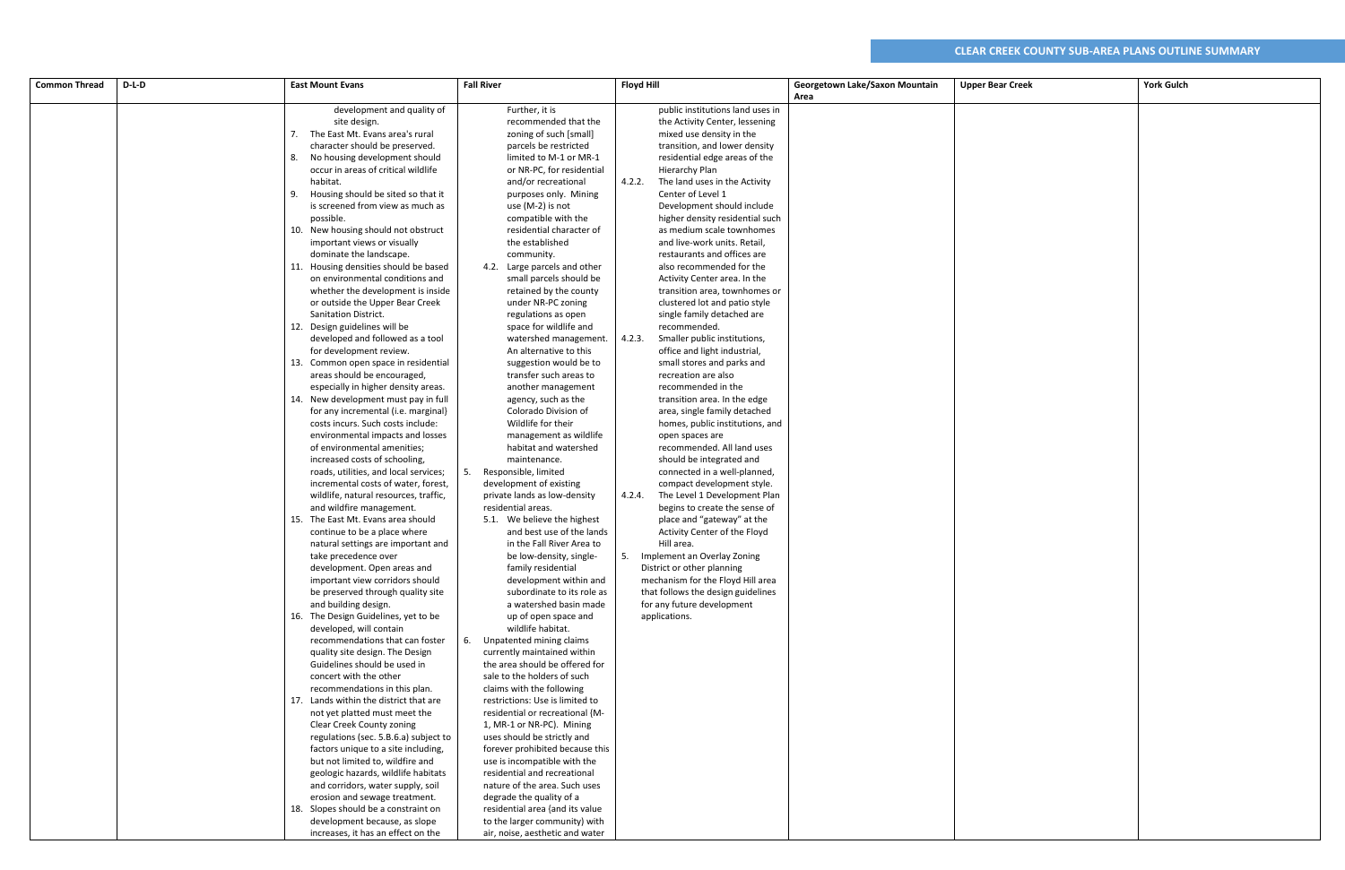## CLEAR CREEK COUNTY SUB-AREA PLANS OUTLINE SUMMARY

| Common Thread | D-L-D | East Mount Evans | Fall River | Floyd Hill | Georgetown Lake/Saxon Mountain Area | Upper Bear Creek | York Gulch |
|---|---|---|---|---|---|---|---|
| | | development and quality of site design.<br>7. The East Mt. Evans area's rural character should be preserved.<br>8. No housing development should occur in areas of critical wildlife habitat.<br>9. Housing should be sited so that it is screened from view as much as possible.<br>10. New housing should not obstruct important views or visually dominate the landscape.<br>11. Housing densities should be based on environmental conditions and whether the development is inside or outside the Upper Bear Creek Sanitation District.<br>12. Design guidelines will be developed and followed as a tool for development review.<br>13. Common open space in residential areas should be encouraged, especially in higher density areas.<br>14. New development must pay in full for any incremental (i.e. marginal) costs incurs. Such costs include: environmental impacts and losses of environmental amenities; increased costs of schooling, roads, utilities, and local services; incremental costs of water, forest, wildlife, natural resources, traffic, and wildfire management.<br>15. The East Mt. Evans area should continue to be a place where natural settings are important and take precedence over development. Open areas and important view corridors should be preserved through quality site and building design.<br>16. The Design Guidelines, yet to be developed, will contain recommendations that can foster quality site design. The Design Guidelines should be used in concert with the other recommendations in this plan.<br>17. Lands within the district that are not yet platted must meet the Clear Creek County zoning regulations (sec. 5.B.6.a) subject to factors unique to a site including, but not limited to, wildfire and geologic hazards, wildlife habitats and corridors, water supply, soil erosion and sewage treatment.<br>18. Slopes should be a constraint on development because, as slope increases, it has an effect on the | Further, it is recommended that the zoning of such [small] parcels be restricted limited to M-1 or MR-1 or NR-PC, for residential and/or recreational purposes only. Mining use (M-2) is not compatible with the residential character of the established community.<br>4.2. Large parcels and other small parcels should be retained by the county under NR-PC zoning regulations as open space for wildlife and watershed management. An alternative to this suggestion would be to transfer such areas to another management agency, such as the Colorado Division of Wildlife for their management as wildlife habitat and watershed maintenance.<br>5. Responsible, limited development of existing private lands as low-density residential areas.<br>5.1. We believe the highest and best use of the lands in the Fall River Area to be low-density, single-family residential development within and subordinate to its role as a watershed basin made up of open space and wildlife habitat.<br>6. Unpatented mining claims currently maintained within the area should be offered for sale to the holders of such claims with the following restrictions: Use is limited to residential or recreational (M-1, MR-1 or NR-PC). Mining uses should be strictly and forever prohibited because this use is incompatible with the residential and recreational nature of the area. Such uses degrade the quality of a residential area (and its value to the larger community) with air, noise, aesthetic and water | public institutions land uses in the Activity Center, lessening mixed use density in the transition, and lower density residential edge areas of the Hierarchy Plan<br>4.2.2. The land uses in the Activity Center of Level 1 Development should include higher density residential such as medium scale townhomes and live-work units. Retail, restaurants and offices are also recommended for the Activity Center area. In the transition area, townhomes or clustered lot and patio style single family detached are recommended.<br>4.2.3. Smaller public institutions, office and light industrial, small stores and parks and recreation are also recommended in the transition area. In the edge area, single family detached homes, public institutions, and open spaces are recommended. All land uses should be integrated and connected in a well-planned, compact development style.<br>4.2.4. The Level 1 Development Plan begins to create the sense of place and "gateway" at the Activity Center of the Floyd Hill area.<br>5. Implement an Overlay Zoning District or other planning mechanism for the Floyd Hill area that follows the design guidelines for any future development applications. | | | |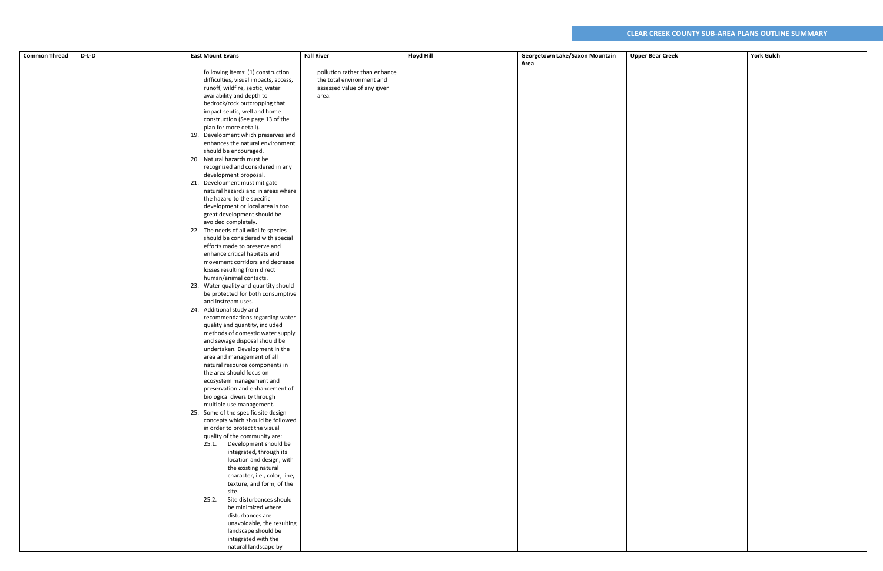## CLEAR CREEK COUNTY SUB-AREA PLANS OUTLINE SUMMARY

| Common Thread | D-L-D | East Mount Evans | Fall River | Floyd Hill | Georgetown Lake/Saxon Mountain Area | Upper Bear Creek | York Gulch |
|---|---|---|---|---|---|---|---|
| | | following items: (1) construction difficulties, visual impacts, access, runoff, wildfire, septic, water availability and depth to bedrock/rock outcropping that impact septic, well and home construction (See page 13 of the plan for more detail).<br>19. Development which preserves and enhances the natural environment should be encouraged.<br>20. Natural hazards must be recognized and considered in any development proposal.<br>21. Development must mitigate natural hazards and in areas where the hazard to the specific development or local area is too great development should be avoided completely.<br>22. The needs of all wildlife species should be considered with special efforts made to preserve and enhance critical habitats and movement corridors and decrease losses resulting from direct human/animal contacts.<br>23. Water quality and quantity should be protected for both consumptive and instream uses.<br>24. Additional study and recommendations regarding water quality and quantity, included methods of domestic water supply and sewage disposal should be undertaken. Development in the area and management of all natural resource components in the area should focus on ecosystem management and preservation and enhancement of biological diversity through multiple use management.<br>25. Some of the specific site design concepts which should be followed in order to protect the visual quality of the community are:<br>25.1. Development should be integrated, through its location and design, with the existing natural character, i.e., color, line, texture, and form, of the site.<br>25.2. Site disturbances should be minimized where disturbances are unavoidable, the resulting landscape should be integrated with the natural landscape by | pollution rather than enhance the total environment and assessed value of any given area. | | | | |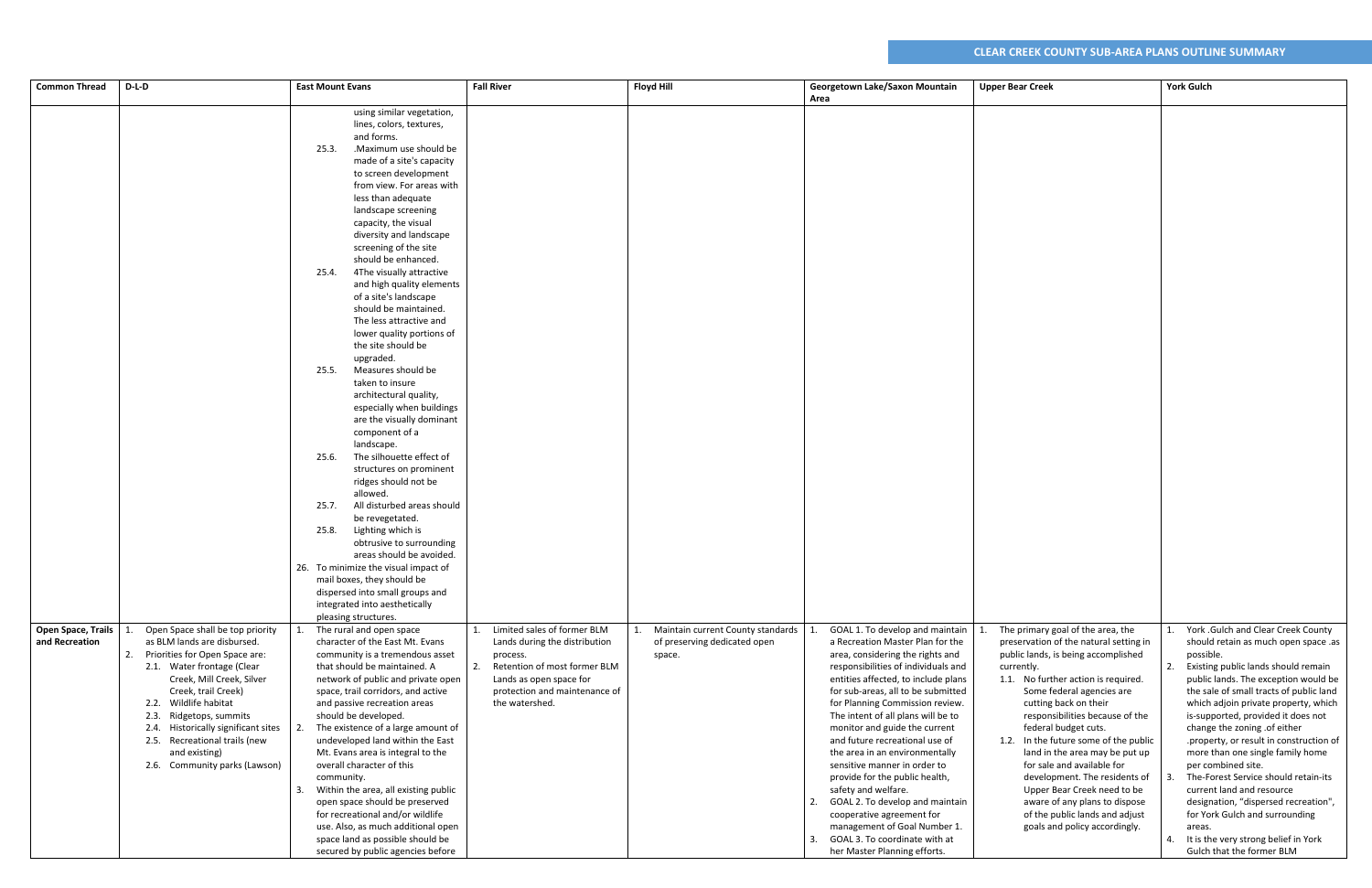## CLEAR CREEK COUNTY SUB-AREA PLANS OUTLINE SUMMARY

| Common Thread | D-L-D | East Mount Evans | Fall River | Floyd Hill | Georgetown Lake/Saxon Mountain Area | Upper Bear Creek | York Gulch |
|---|---|---|---|---|---|---|---|
| | | using similar vegetation, lines, colors, textures, and forms.<br>25.3. .Maximum use should be made of a site's capacity to screen development from view. For areas with less than adequate landscape screening capacity, the visual diversity and landscape screening of the site should be enhanced.<br>25.4. 4The visually attractive and high quality elements of a site's landscape should be maintained. The less attractive and lower quality portions of the site should be upgraded.<br>25.5. Measures should be taken to insure architectural quality, especially when buildings are the visually dominant component of a landscape.<br>25.6. The silhouette effect of structures on prominent ridges should not be allowed.<br>25.7. All disturbed areas should be revegetated.<br>25.8. Lighting which is obtrusive to surrounding areas should be avoided.<br>26. To minimize the visual impact of mail boxes, they should be dispersed into small groups and integrated into aesthetically pleasing structures. | | | | | |
| **Open Space, Trails and Recreation** | 1. Open Space shall be top priority as BLM lands are disbursed.<br>2. Priorities for Open Space are:<br>2.1. Water frontage (Clear Creek, Mill Creek, Silver Creek, trail Creek)<br>2.2. Wildlife habitat<br>2.3. Ridgetops, summits<br>2.4. Historically significant sites<br>2.5. Recreational trails (new and existing)<br>2.6. Community parks (Lawson) | 1. The rural and open space character of the East Mt. Evans community is a tremendous asset that should be maintained. A network of public and private open space, trail corridors, and active and passive recreation areas should be developed.<br>2. The existence of a large amount of undeveloped land within the East Mt. Evans area is integral to the overall character of this community.<br>3. Within the area, all existing public open space should be preserved for recreational and/or wildlife use. Also, as much additional open space land as possible should be secured by public agencies before | 1. Limited sales of former BLM Lands during the distribution process.<br>2. Retention of most former BLM Lands as open space for protection and maintenance of the watershed. | 1. Maintain current County standards of preserving dedicated open space. | 1. GOAL 1. To develop and maintain a Recreation Master Plan for the area, considering the rights and responsibilities of individuals and entities affected, to include plans for sub-areas, all to be submitted for Planning Commission review. The intent of all plans will be to monitor and guide the current and future recreational use of the area in an environmentally sensitive manner in order to provide for the public health, safety and welfare.<br>2. GOAL 2. To develop and maintain cooperative agreement for management of Goal Number 1.<br>3. GOAL 3. To coordinate with at her Master Planning efforts. | 1. The primary goal of the area, the preservation of the natural setting in public lands, is being accomplished currently.<br>1.1. No further action is required. Some federal agencies are cutting back on their responsibilities because of the federal budget cuts.<br>1.2. In the future some of the public land in the area may be put up for sale and available for development. The residents of Upper Bear Creek need to be aware of any plans to dispose of the public lands and adjust goals and policy accordingly. | 1. York .Gulch and Clear Creek County should retain as much open space .as possible.<br>2. Existing public lands should remain public lands. The exception would be the sale of small tracts of public land which adjoin private property, which is-supported, provided it does not change the zoning .of either .property, or result in construction of more than one single family home per combined site.<br>3. The-Forest Service should retain-its current land and resource designation, "dispersed recreation", for York Gulch and surrounding areas.<br>4. It is the very strong belief in York Gulch that the former BLM |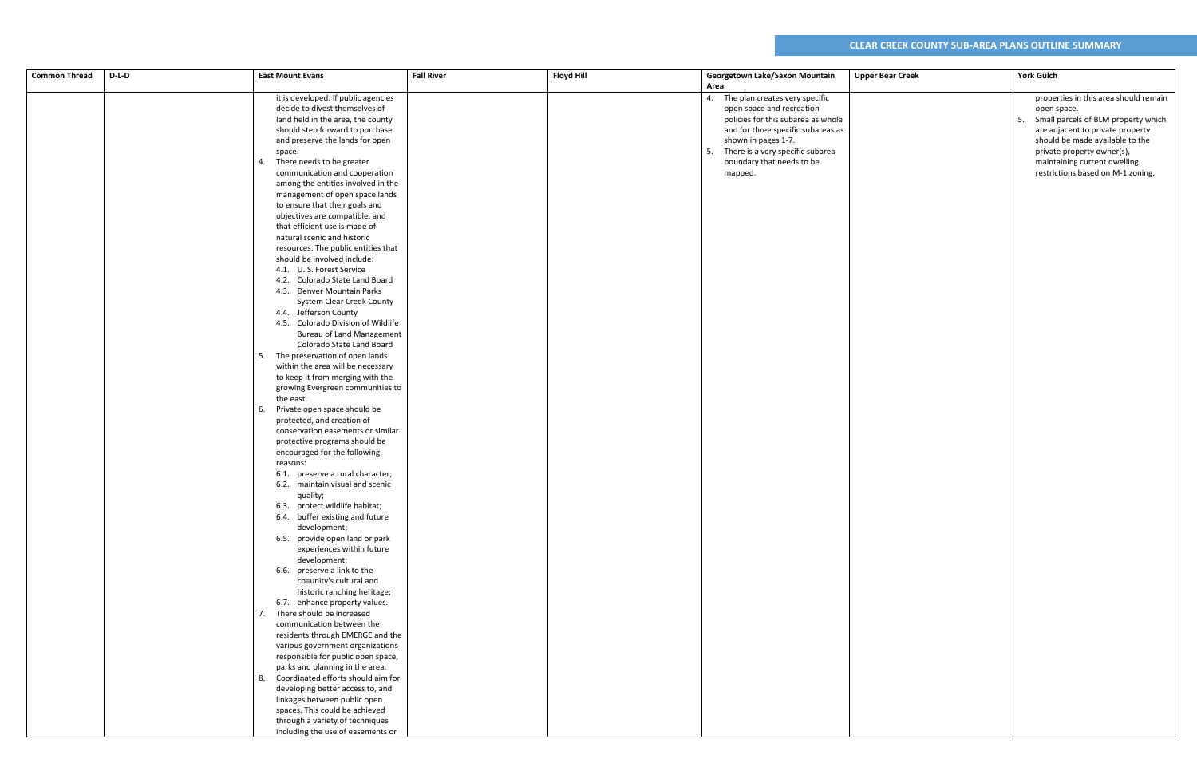## CLEAR CREEK COUNTY SUB-AREA PLANS OUTLINE SUMMARY

| Common Thread | D-L-D | East Mount Evans | Fall River | Floyd Hill | Georgetown Lake/Saxon Mountain Area | Upper Bear Creek | York Gulch |
|---|---|---|---|---|---|---|---|
| | | it is developed. If public agencies decide to divest themselves of land held in the area, the county should step forward to purchase and preserve the lands for open space.<br>4. There needs to be greater communication and cooperation among the entities involved in the management of open space lands to ensure that their goals and objectives are compatible, and that efficient use is made of natural scenic and historic resources. The public entities that should be involved include:<br>4.1. U. S. Forest Service<br>4.2. Colorado State Land Board<br>4.3. Denver Mountain Parks System Clear Creek County<br>4.4. Jefferson County<br>4.5. Colorado Division of Wildlife Bureau of Land Management Colorado State Land Board<br>5. The preservation of open lands within the area will be necessary to keep it from merging with the growing Evergreen communities to the east.<br>6. Private open space should be protected, and creation of conservation easements or similar protective programs should be encouraged for the following reasons:<br>6.1. preserve a rural character;<br>6.2. maintain visual and scenic quality;<br>6.3. protect wildlife habitat;<br>6.4. buffer existing and future development;<br>6.5. provide open land or park experiences within future development;<br>6.6. preserve a link to the co=unity's cultural and historic ranching heritage;<br>6.7. enhance property values.<br>7. There should be increased communication between the residents through EMERGE and the various government organizations responsible for public open space, parks and planning in the area.<br>8. Coordinated efforts should aim for developing better access to, and linkages between public open spaces. This could be achieved through a variety of techniques including the use of easements or | | | 4. The plan creates very specific open space and recreation policies for this subarea as whole and for three specific subareas as shown in pages 1-7.<br>5. There is a very specific subarea boundary that needs to be mapped. | | properties in this area should remain open space.<br>5. Small parcels of BLM property which are adjacent to private property should be made available to the private property owner(s), maintaining current dwelling restrictions based on M-1 zoning. |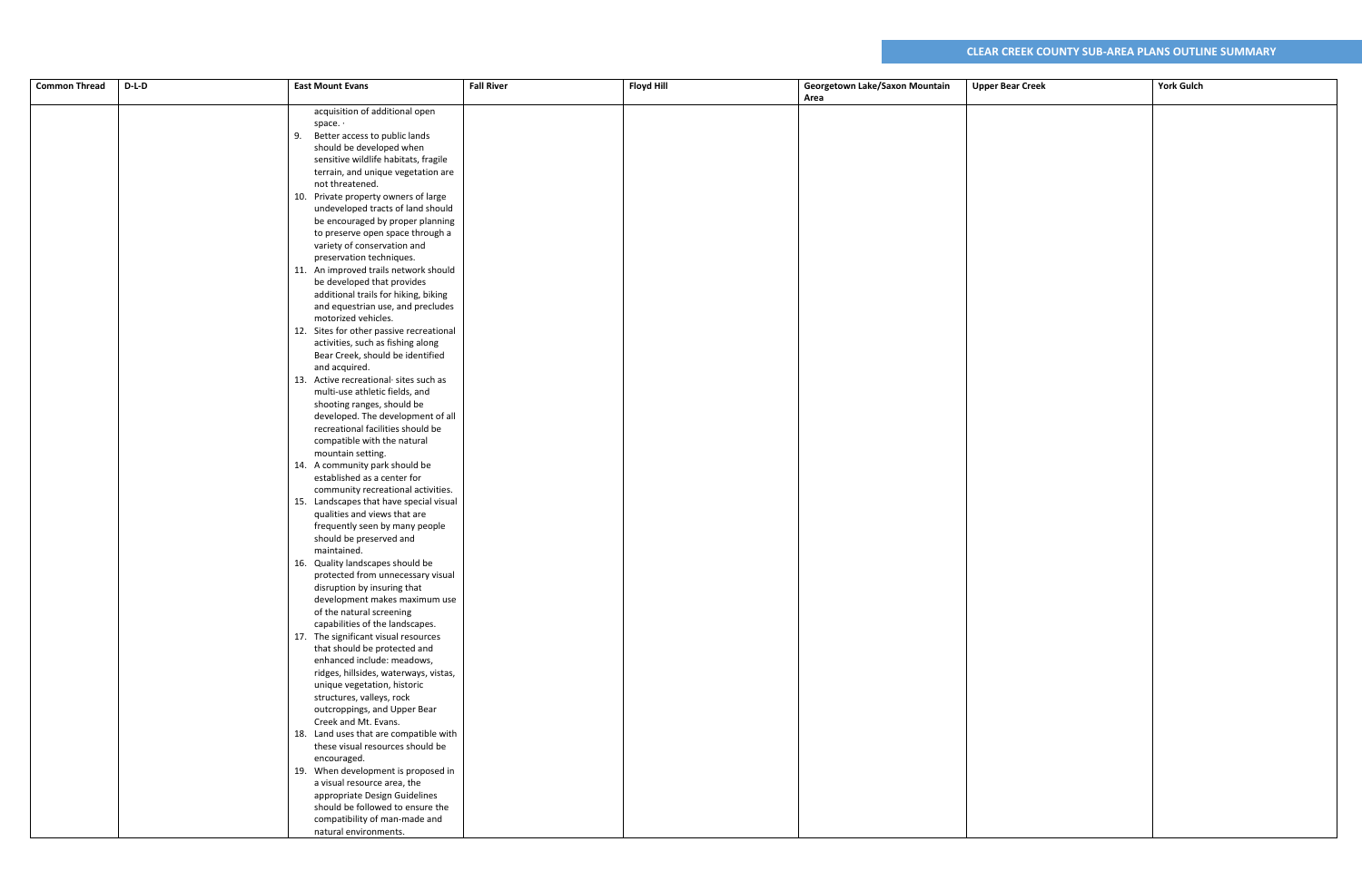| Common Thread | D-L-D | East Mount Evans | Fall River | Floyd Hill | Georgetown Lake/Saxon Mountain Area | Upper Bear Creek | York Gulch |
|---|---|---|---|---|---|---|---|
| | | acquisition of additional open space. ·<br>9. Better access to public lands should be developed when sensitive wildlife habitats, fragile terrain, and unique vegetation are not threatened.<br>10. Private property owners of large undeveloped tracts of land should be encouraged by proper planning to preserve open space through a variety of conservation and preservation techniques.<br>11. An improved trails network should be developed that provides additional trails for hiking, biking and equestrian use, and precludes motorized vehicles.<br>12. Sites for other passive recreational activities, such as fishing along Bear Creek, should be identified and acquired.<br>13. Active recreational· sites such as multi-use athletic fields, and shooting ranges, should be developed. The development of all recreational facilities should be compatible with the natural mountain setting.<br>14. A community park should be established as a center for community recreational activities.<br>15. Landscapes that have special visual qualities and views that are frequently seen by many people should be preserved and maintained.<br>16. Quality landscapes should be protected from unnecessary visual disruption by insuring that development makes maximum use of the natural screening capabilities of the landscapes.<br>17. The significant visual resources that should be protected and enhanced include: meadows, ridges, hillsides, waterways, vistas, unique vegetation, historic structures, valleys, rock outcroppings, and Upper Bear Creek and Mt. Evans.<br>18. Land uses that are compatible with these visual resources should be encouraged.<br>19. When development is proposed in a visual resource area, the appropriate Design Guidelines should be followed to ensure the compatibility of man-made and natural environments. | | | | | |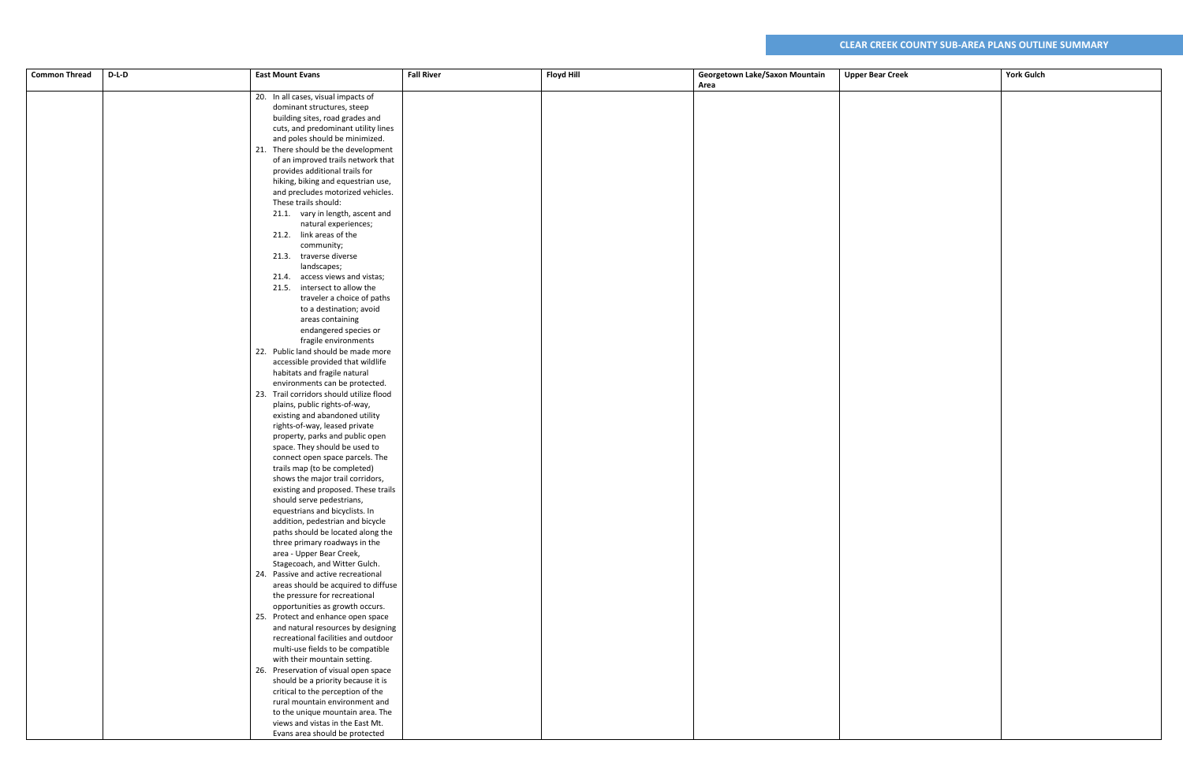## CLEAR CREEK COUNTY SUB-AREA PLANS OUTLINE SUMMARY

| Common Thread | D-L-D | East Mount Evans | Fall River | Floyd Hill | Georgetown Lake/Saxon Mountain Area | Upper Bear Creek | York Gulch |
|---|---|---|---|---|---|---|---|
| | | 20. In all cases, visual impacts of dominant structures, steep building sites, road grades and cuts, and predominant utility lines and poles should be minimized.<br>21. There should be the development of an improved trails network that provides additional trails for hiking, biking and equestrian use, and precludes motorized vehicles. These trails should:<br>21.1. vary in length, ascent and natural experiences;<br>21.2. link areas of the community;<br>21.3. traverse diverse landscapes;<br>21.4. access views and vistas;<br>21.5. intersect to allow the traveler a choice of paths to a destination; avoid areas containing endangered species or fragile environments<br>22. Public land should be made more accessible provided that wildlife habitats and fragile natural environments can be protected.<br>23. Trail corridors should utilize flood plains, public rights-of-way, existing and abandoned utility rights-of-way, leased private property, parks and public open space. They should be used to connect open space parcels. The trails map (to be completed) shows the major trail corridors, existing and proposed. These trails should serve pedestrians, equestrians and bicyclists. In addition, pedestrian and bicycle paths should be located along the three primary roadways in the area - Upper Bear Creek, Stagecoach, and Witter Gulch.<br>24. Passive and active recreational areas should be acquired to diffuse the pressure for recreational opportunities as growth occurs.<br>25. Protect and enhance open space and natural resources by designing recreational facilities and outdoor multi-use fields to be compatible with their mountain setting.<br>26. Preservation of visual open space should be a priority because it is critical to the perception of the rural mountain environment and to the unique mountain area. The views and vistas in the East Mt. Evans area should be protected | | | | | |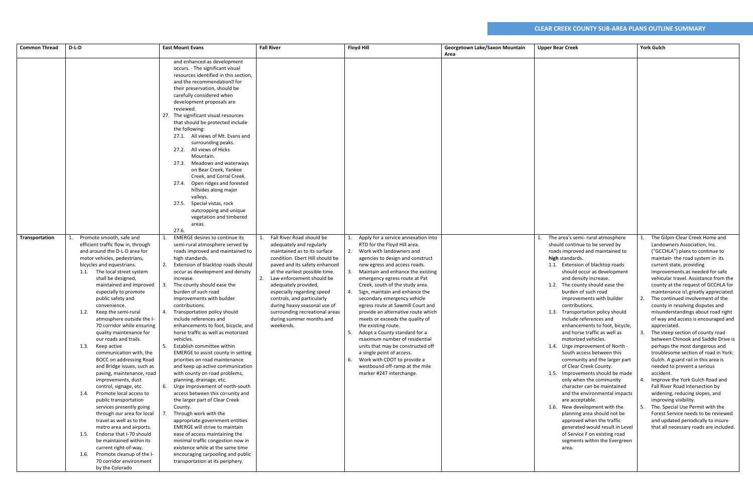## CLEAR CREEK COUNTY SUB-AREA PLANS OUTLINE SUMMARY

| Common Thread | D-L-D | East Mount Evans | Fall River | Floyd Hill | Georgetown Lake/Saxon Mountain Area | Upper Bear Creek | York Gulch |
|---|---|---|---|---|---|---|---|
| | | and enhanced as development occurs. · The significant visual resources identified in this section, and the recommendation for their preservation, should be carefully considered when development proposals are reviewed.<br>27. The significant visual resources that should be protected include the following:<br>27.1. All views of Mt. Evans and surrounding peaks.<br>27.2. All views of Hicks Mountain.<br>27.3. Meadows and waterways on Bear Creek, Yankee Creek, and Corral Creek.<br>27.4. Open ridges and forested hillsides along major valleys.<br>27.5. Special vistas, rock outcropping and unique vegetation and timbered areas.<br>27.6. | | | | | |
| **Transportation** | 1. Promote smooth, safe and efficient traffic flow in, through and around the D-L-D area for motor vehicles, pedestrians, bicycles and equestrians.<br>1.1. The local street system shall be designed, maintained and improved especially to promote public safety and convenience.<br>1.2. Keep the semi-rural atmosphere outside the I-70 corridor while ensuring quality maintenance for our roads and trails.<br>1.3. Keep active communication with, the BOCC on addressing Road and Bridge issues, such as paving, maintenance, road improvements, dust control, signage, etc.<br>1.4. Promote local access to public transportation services presently going through our area for local travel as well as to the metro area and airports.<br>1.5. Endorse that I-70 should be maintained within its current right-of-way.<br>1.6. Promote cleanup of the I-70 corridor environment by the Colorado | 1. EMERGE desires to continue its semi-rural atmosphere served by roads improved and maintained to high standards.<br>2. Extension of blacktop roads should occur as development and density increase.<br>3. The county should ease the burden of such road improvements with builder contributions.<br>4. Transportation policy should include references and enhancements to foot, bicycle, and horse traffic as well as motorized vehicles.<br>5. Establish committee within EMERGE to assist county in setting priorities on road maintenance and keep up active communication with county on road problems, planning, drainage, etc.<br>6. Urge improvement of north-south access between this co=unity and the larger part of Clear Creek County.<br>7. Through work with the appropriate government entities EMERGE will strive to maintain ease of access maintaining the minimal traffic congestion now in existence while at the same time encouraging carpooling and public transportation at its periphery. | 1. Fall River Road should be adequately and regularly maintained as to its surface condition. Ebert Hill should be paved and its safety enhanced at the earliest possible time.<br>2. Law enforcement should be adequately provided, especially regarding speed controls, and particularly during heavy seasonal use of surrounding recreational areas during summer months and weekends. | 1. Apply for a service annexation into RTD for the Floyd Hill area.<br>2. Work with landowners and agencies to design and construct new egress and access roads.<br>3. Maintain and enhance the existing emergency egress route at Pat Creek, south of the study area.<br>4. Sign, maintain and enhance the secondary emergency vehicle egress route at Sawmill Court and provide an alternative route which meets or exceeds the quality of the existing route.<br>5. Adopt a County standard for a maximum number of residential units that may be constructed off a single point of access.<br>6. Work with CDOT to provide a westbound off-ramp at the mile marker #247 interchange. | | 1. The area's semi- rural atmosphere should continue to be served by roads improved and maintained to **high** standards.<br>1.1. Extension of blacktop roads should occur as development and density increase.<br>1.2. The county should ease the burden of such road improvements with builder contributions.<br>1.3. Transportation policy should include references and enhancements to foot, bicycle, and horse traffic as well as motorized vehicles.<br>1.4. Urge improvement of North - South access between this community and the larger part of Clear Creek County.<br>1.5. Improvements should be made only when the community character can be maintained and the environmental impacts are acceptable.<br>1.6. New development with the planning area should not be approved when the traffic generated would result in Level of Service F on existing road segments within the Evergreen area. | 1. The Gilpin-Clear Creek Home and Landowners Association, Inc. ("GCCHLA") plans to continue to maintain· the road system in· its current state, providing improvements.as needed for safe vehicular travel. Assistance from the county at the request of GCCHLA for maintenance is\ greatly appreciated.<br>2. The continued involvement of the county in resolving disputes and misunderstandings about road right of way and access is encouraged and appreciated.<br>3. The steep section of county road between Chinook and Saddle Drive is perhaps the most dangerous and troublesome section of road in York: Gulch. A guard rail in this area is needed to prevent a serious accident.<br>4. Improve the York Gulch Road and Fall River Road intersection by widening, reducing slopes, and improving visibility.<br>5. The Special Use Permit with the Forest Service needs to be reviewed and updated periodically to insure that all necessary roads are included. |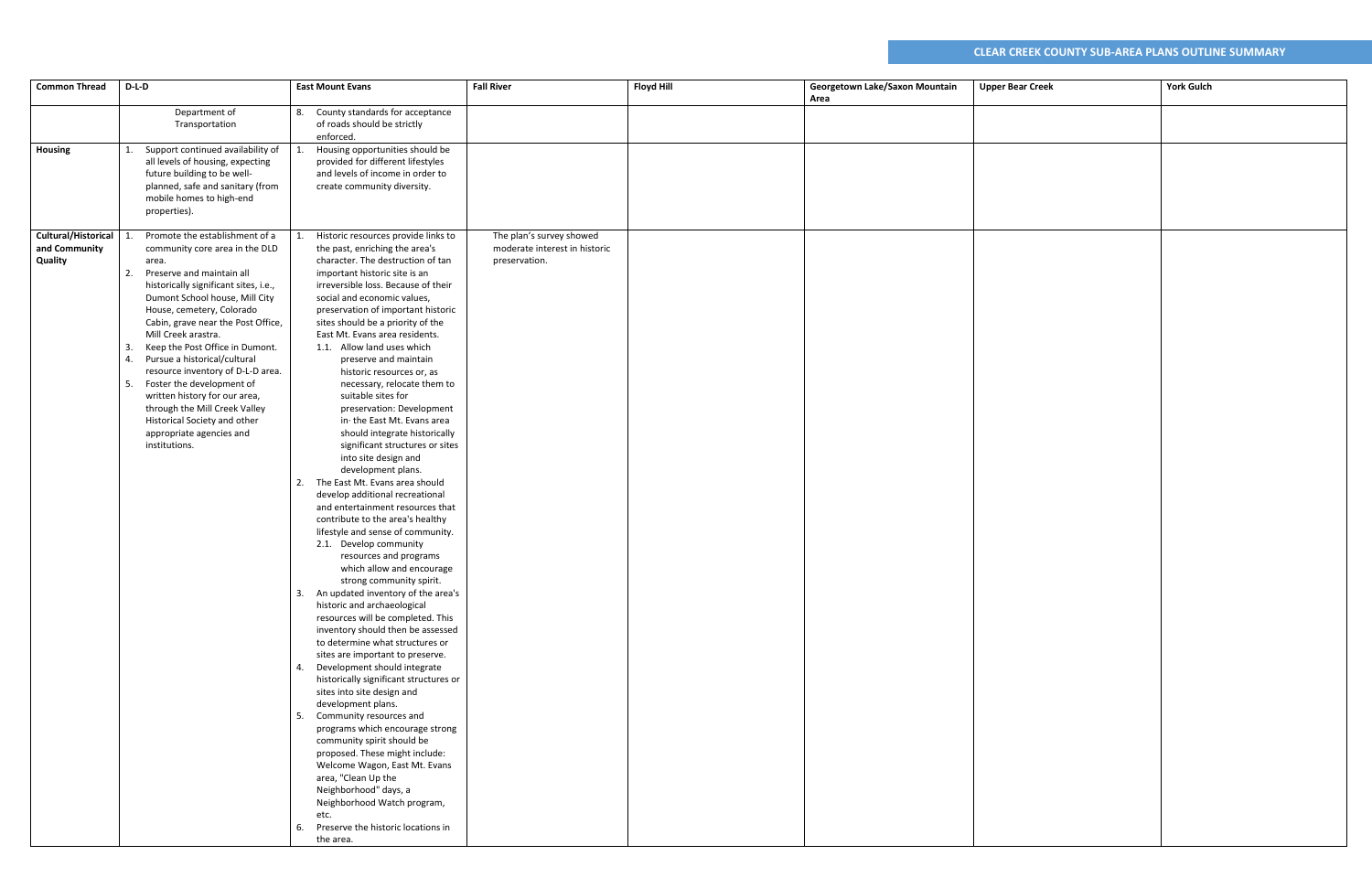# CLEAR CREEK COUNTY SUB-AREA PLANS OUTLINE SUMMARY

| Common Thread | D-L-D | East Mount Evans | Fall River | Floyd Hill | Georgetown Lake/Saxon Mountain Area | Upper Bear Creek | York Gulch |
|---|---|---|---|---|---|---|---|
| | Department of Transportation | 8. County standards for acceptance of roads should be strictly enforced. | | | | | |
| **Housing** | 1. Support continued availability of all levels of housing, expecting future building to be well-planned, safe and sanitary (from mobile homes to high-end properties). | 1. Housing opportunities should be provided for different lifestyles and levels of income in order to create community diversity. | | | | | |
| **Cultural/Historical and Community Quality** | 1. Promote the establishment of a community core area in the DLD area.<br>2. Preserve and maintain all historically significant sites, i.e., Dumont School house, Mill City House, cemetery, Colorado Cabin, grave near the Post Office, Mill Creek arastra.<br>3. Keep the Post Office in Dumont.<br>4. Pursue a historical/cultural resource inventory of D-L-D area.<br>5. Foster the development of written history for our area, through the Mill Creek Valley Historical Society and other appropriate agencies and institutions. | 1. Historic resources provide links to the past, enriching the area's character. The destruction of tan important historic site is an irreversible loss. Because of their social and economic values, preservation of important historic sites should be a priority of the East Mt. Evans area residents.<br>1.1. Allow land uses which preserve and maintain historic resources or, as necessary, relocate them to suitable sites for preservation: Development in· the East Mt. Evans area should integrate historically significant structures or sites into site design and development plans.<br>2. The East Mt. Evans area should develop additional recreational and entertainment resources that contribute to the area's healthy lifestyle and sense of community.<br>2.1. Develop community resources and programs which allow and encourage strong community spirit.<br>3. An updated inventory of the area's historic and archaeological resources will be completed. This inventory should then be assessed to determine what structures or sites are important to preserve.<br>4. Development should integrate historically significant structures or sites into site design and development plans.<br>5. Community resources and programs which encourage strong community spirit should be proposed. These might include: Welcome Wagon, East Mt. Evans area, "Clean Up the Neighborhood" days, a Neighborhood Watch program, etc.<br>6. Preserve the historic locations in the area. | The plan's survey showed moderate interest in historic preservation. | | | | |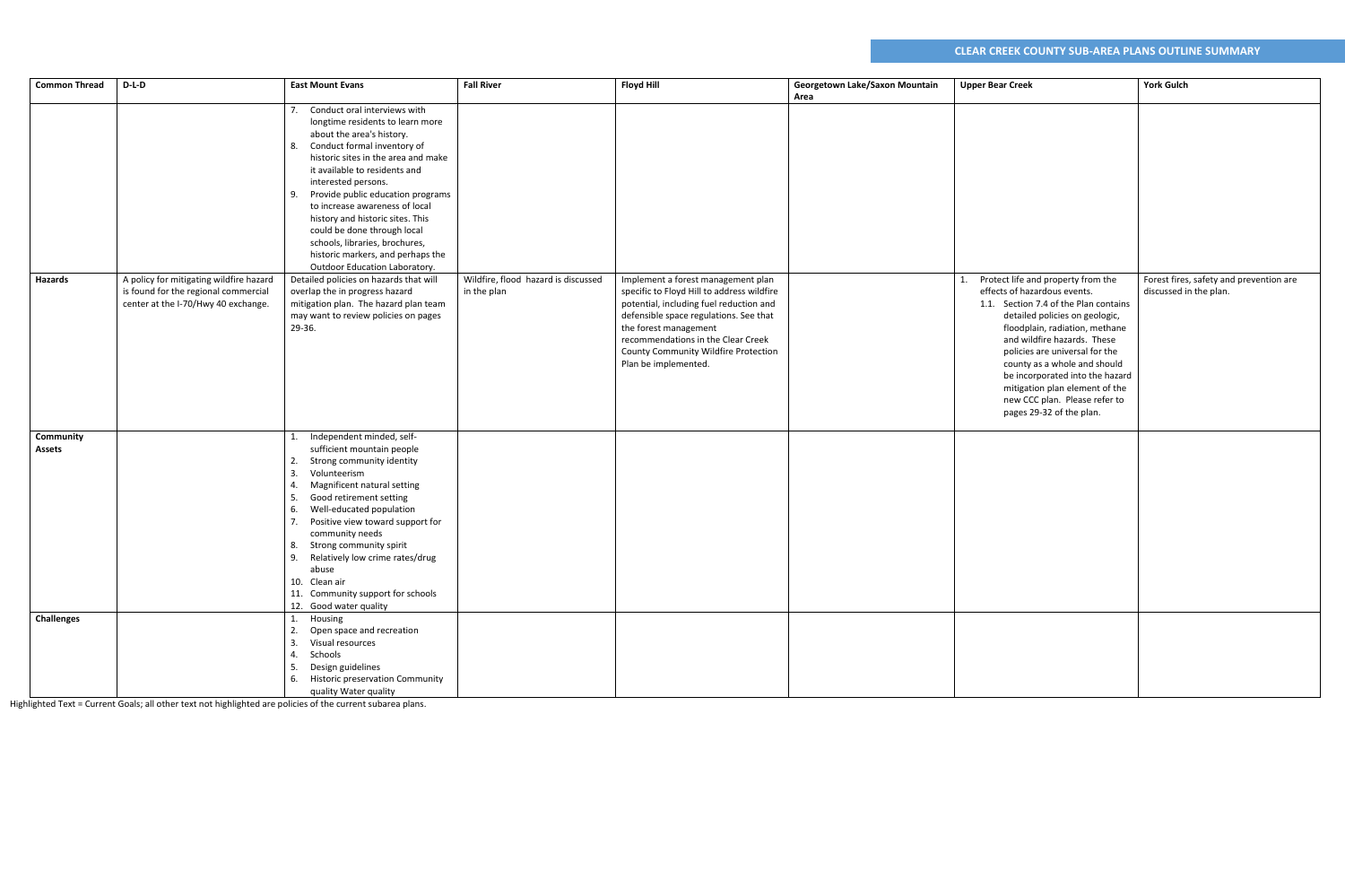## CLEAR CREEK COUNTY SUB-AREA PLANS OUTLINE SUMMARY

| Common Thread | D-L-D | East Mount Evans | Fall River | Floyd Hill | Georgetown Lake/Saxon Mountain Area | Upper Bear Creek | York Gulch |
|---|---|---|---|---|---|---|---|
| | | 7. Conduct oral interviews with longtime residents to learn more about the area's history.<br>8. Conduct formal inventory of historic sites in the area and make it available to residents and interested persons.<br>9. Provide public education programs to increase awareness of local history and historic sites. This could be done through local schools, libraries, brochures, historic markers, and perhaps the Outdoor Education Laboratory. | | | | | |
| **Hazards** | A policy for mitigating wildfire hazard is found for the regional commercial center at the I-70/Hwy 40 exchange. | Detailed policies on hazards that will overlap the in progress hazard mitigation plan. The hazard plan team may want to review policies on pages 29-36. | Wildfire, flood hazard is discussed in the plan | Implement a forest management plan specific to Floyd Hill to address wildfire potential, including fuel reduction and defensible space regulations. See that the forest management recommendations in the Clear Creek County Community Wildfire Protection Plan be implemented. | | 1. Protect life and property from the effects of hazardous events.<br>1.1. Section 7.4 of the Plan contains detailed policies on geologic, floodplain, radiation, methane and wildfire hazards. These policies are universal for the county as a whole and should be incorporated into the hazard mitigation plan element of the new CCC plan. Please refer to pages 29-32 of the plan. | Forest fires, safety and prevention are discussed in the plan. |
| **Community Assets** | | 1. Independent minded, self-sufficient mountain people<br>2. Strong community identity<br>3. Volunteerism<br>4. Magnificent natural setting<br>5. Good retirement setting<br>6. Well-educated population<br>7. Positive view toward support for community needs<br>8. Strong community spirit<br>9. Relatively low crime rates/drug abuse<br>10. Clean air<br>11. Community support for schools<br>12. Good water quality | | | | | |
| **Challenges** | | 1. Housing<br>2. Open space and recreation<br>3. Visual resources<br>4. Schools<br>5. Design guidelines<br>6. Historic preservation Community quality Water quality | | | | | |

Highlighted Text = Current Goals; all other text not highlighted are policies of the current subarea plans.